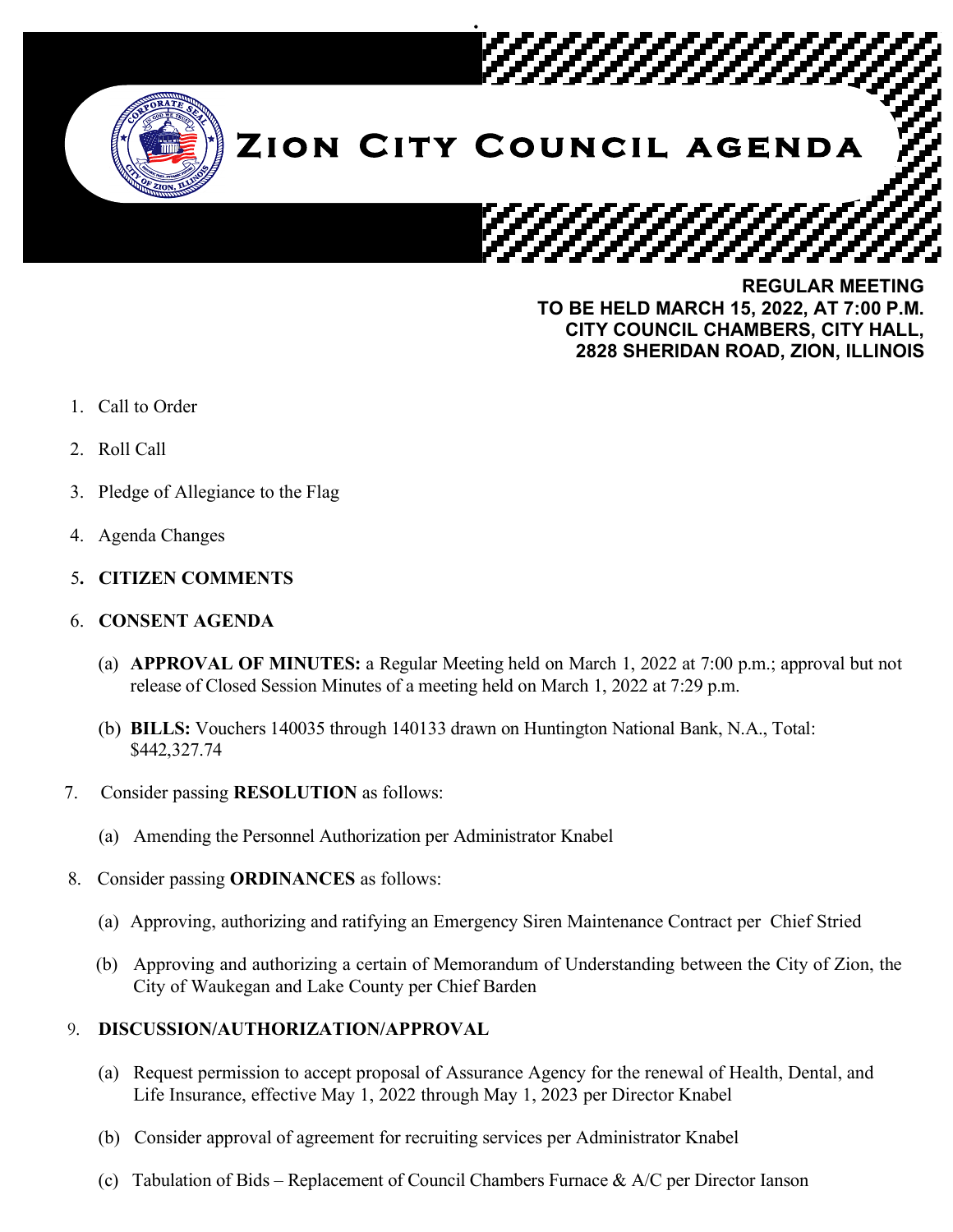# Zion City Council agenda

**REGULAR MEETING**
**TO BE HELD MARCH 15, 2022, AT 7:00 P.M.**
**CITY COUNCIL CHAMBERS, CITY HALL,**
**2828 SHERIDAN ROAD, ZION, ILLINOIS**

1. Call to Order
2. Roll Call
3. Pledge of Allegiance to the Flag
4. Agenda Changes
5. **CITIZEN COMMENTS**
6. **CONSENT AGENDA**

   (a) **APPROVAL OF MINUTES:** a Regular Meeting held on March 1, 2022 at 7:00 p.m.; approval but not release of Closed Session Minutes of a meeting held on March 1, 2022 at 7:29 p.m.

   (b) **BILLS:** Vouchers 140035 through 140133 drawn on Huntington National Bank, N.A., Total: $442,327.74

7. Consider passing **RESOLUTION** as follows:

   (a) Amending the Personnel Authorization per Administrator Knabel

8. Consider passing **ORDINANCES** as follows:

   (a) Approving, authorizing and ratifying an Emergency Siren Maintenance Contract per Chief Stried

   (b) Approving and authorizing a certain of Memorandum of Understanding between the City of Zion, the City of Waukegan and Lake County per Chief Barden

9. **DISCUSSION/AUTHORIZATION/APPROVAL**

   (a) Request permission to accept proposal of Assurance Agency for the renewal of Health, Dental, and Life Insurance, effective May 1, 2022 through May 1, 2023 per Director Knabel

   (b) Consider approval of agreement for recruiting services per Administrator Knabel

   (c) Tabulation of Bids – Replacement of Council Chambers Furnace & A/C per Director Ianson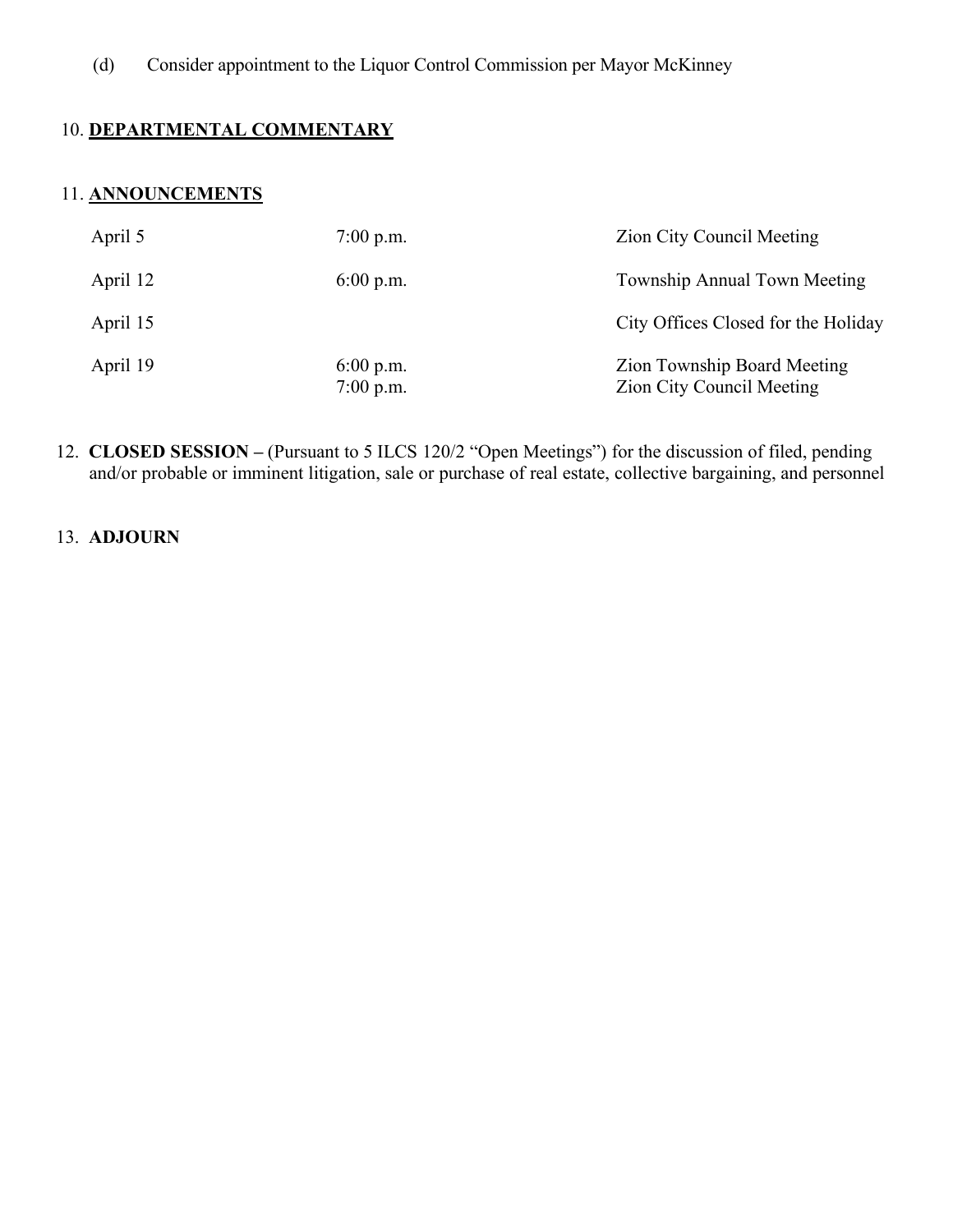(d) Consider appointment to the Liquor Control Commission per Mayor McKinney

10. **DEPARTMENTAL COMMENTARY**

11. **ANNOUNCEMENTS**

| | | |
|---|---|---|
| April 5 | 7:00 p.m. | Zion City Council Meeting |
| April 12 | 6:00 p.m. | Township Annual Town Meeting |
| April 15 | | City Offices Closed for the Holiday |
| April 19 | 6:00 p.m.<br>7:00 p.m. | Zion Township Board Meeting<br>Zion City Council Meeting |

12. **CLOSED SESSION –** (Pursuant to 5 ILCS 120/2 "Open Meetings") for the discussion of filed, pending and/or probable or imminent litigation, sale or purchase of real estate, collective bargaining, and personnel

13. **ADJOURN**